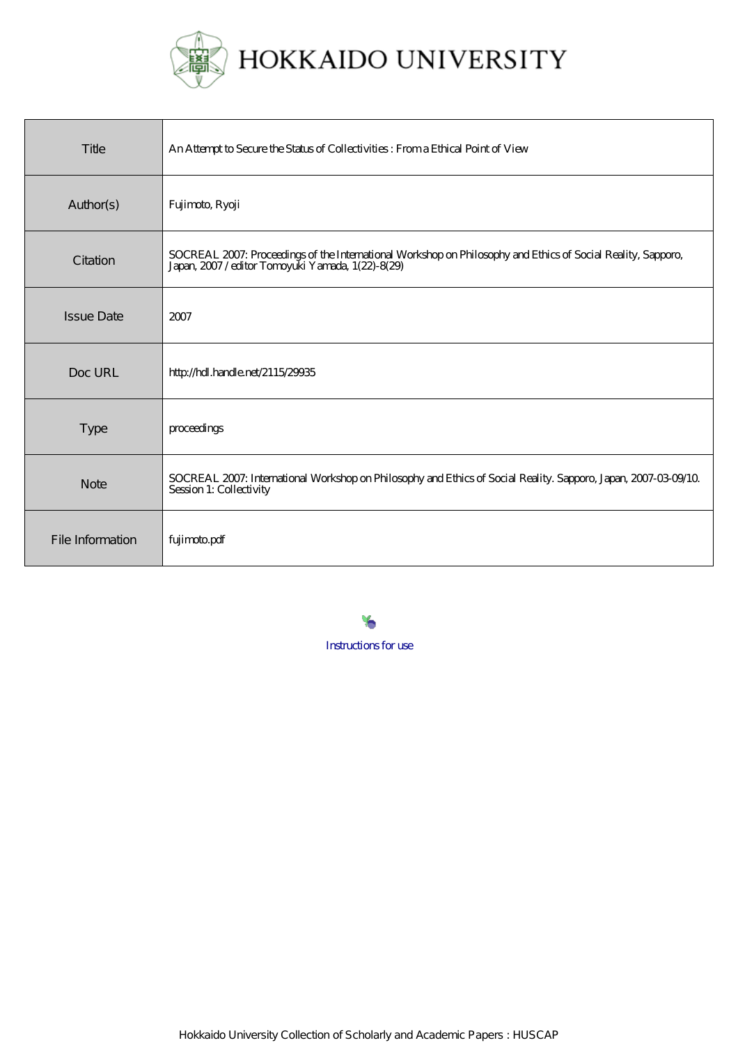# HOKKAIDO UNIVERSITY

| Title | An Attempt to Secure the Status of Collectivities : From a Ethical Point of View |
|---|---|
| Author(s) | Fujimoto, Ryoji |
| Citation | SOCREAL 2007: Proceedings of the International Workshop on Philosophy and Ethics of Social Reality, Sapporo, Japan, 2007 / editor Tomoyuki Yamada, 1(22)-8(29) |
| Issue Date | 2007 |
| Doc URL | http://hdl.handle.net/2115/29935 |
| Type | proceedings |
| Note | SOCREAL 2007: International Workshop on Philosophy and Ethics of Social Reality. Sapporo, Japan, 2007-03-09/10. Session 1: Collectivity |
| File Information | fujimoto.pdf |

Instructions for use

Hokkaido University Collection of Scholarly and Academic Papers : HUSCAP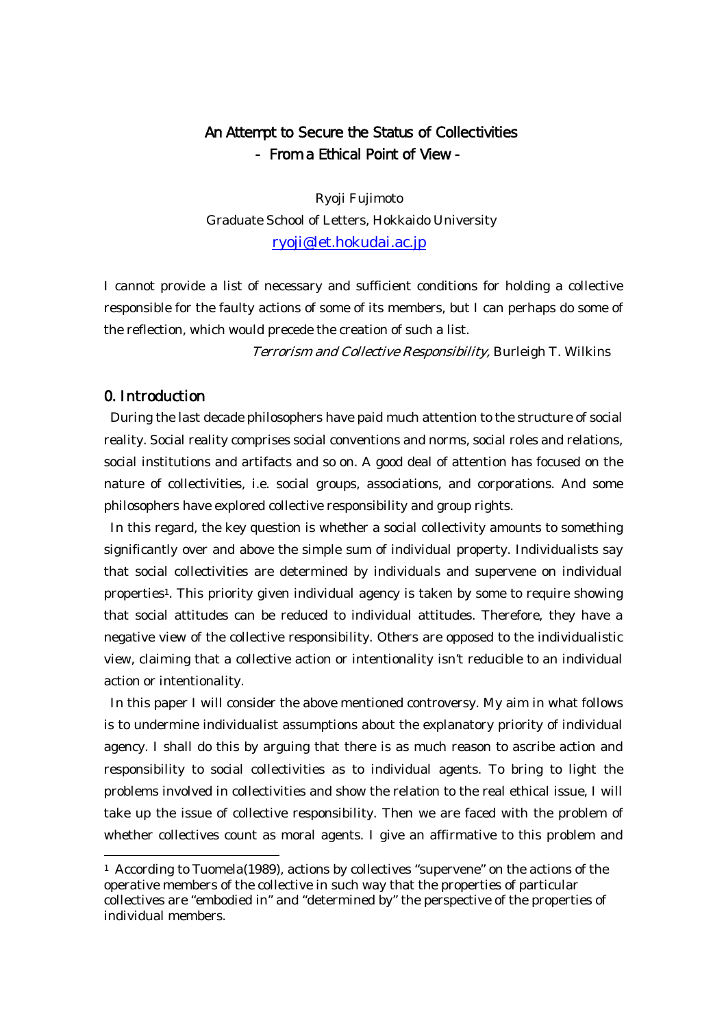# An Attempt to Secure the Status of Collectivities
## - From a Ethical Point of View -

Ryoji Fujimoto

Graduate School of Letters, Hokkaido University

ryoji@let.hokudai.ac.jp

I cannot provide a list of necessary and sufficient conditions for holding a collective responsible for the faulty actions of some of its members, but I can perhaps do some of the reflection, which would precede the creation of such a list.

*Terrorism and Collective Responsibility,* Burleigh T. Wilkins

## 0. Introduction

During the last decade philosophers have paid much attention to the structure of social reality. Social reality comprises social conventions and norms, social roles and relations, social institutions and artifacts and so on. A good deal of attention has focused on the nature of collectivities, i.e. social groups, associations, and corporations. And some philosophers have explored collective responsibility and group rights.

In this regard, the key question is whether a social collectivity amounts to something significantly over and above the simple sum of individual property. Individualists say that social collectivities are determined by individuals and supervene on individual properties[1]. This priority given individual agency is taken by some to require showing that social attitudes can be reduced to individual attitudes. Therefore, they have a negative view of the collective responsibility. Others are opposed to the individualistic view, claiming that a collective action or intentionality isn't reducible to an individual action or intentionality.

In this paper I will consider the above mentioned controversy. My aim in what follows is to undermine individualist assumptions about the explanatory priority of individual agency. I shall do this by arguing that there is as much reason to ascribe action and responsibility to social collectivities as to individual agents. To bring to light the problems involved in collectivities and show the relation to the real ethical issue, I will take up the issue of collective responsibility. Then we are faced with the problem of whether collectives count as moral agents. I give an affirmative to this problem and

[1] According to Tuomela(1989), actions by collectives "supervene" on the actions of the operative members of the collective in such way that the properties of particular collectives are "embodied in" and "determined by" the perspective of the properties of individual members.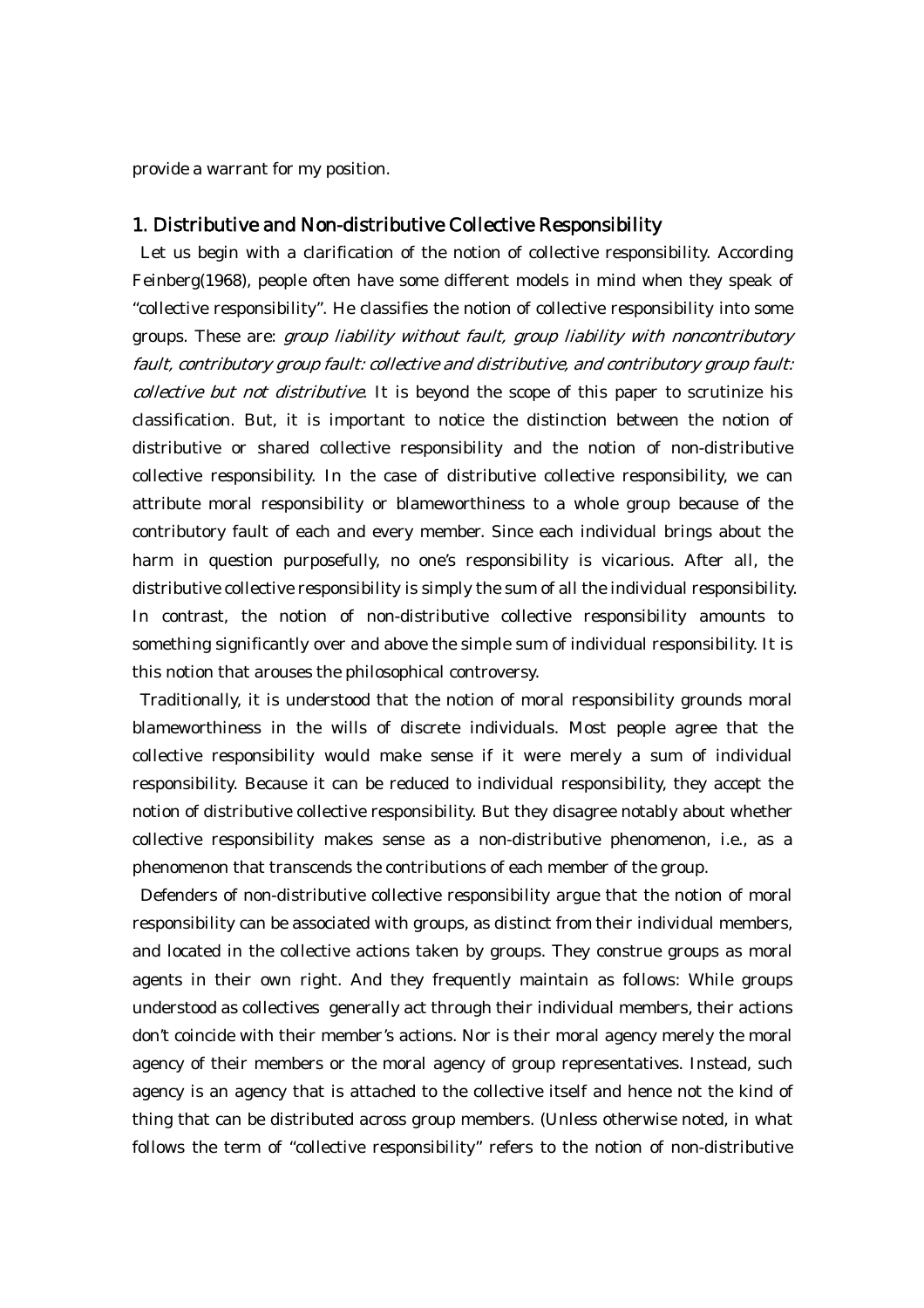provide a warrant for my position.

## 1. Distributive and Non-distributive Collective Responsibility

Let us begin with a clarification of the notion of collective responsibility. According Feinberg(1968), people often have some different models in mind when they speak of "collective responsibility". He classifies the notion of collective responsibility into some groups. These are: *group liability without fault, group liability with noncontributory fault, contributory group fault: collective and distributive, and contributory group fault: collective but not distributive*. It is beyond the scope of this paper to scrutinize his classification. But, it is important to notice the distinction between the notion of distributive or shared collective responsibility and the notion of non-distributive collective responsibility. In the case of distributive collective responsibility, we can attribute moral responsibility or blameworthiness to a whole group because of the contributory fault of each and every member. Since each individual brings about the harm in question purposefully, no one's responsibility is vicarious. After all, the distributive collective responsibility is simply the sum of all the individual responsibility. In contrast, the notion of non-distributive collective responsibility amounts to something significantly over and above the simple sum of individual responsibility. It is this notion that arouses the philosophical controversy.

Traditionally, it is understood that the notion of moral responsibility grounds moral blameworthiness in the wills of discrete individuals. Most people agree that the collective responsibility would make sense if it were merely a sum of individual responsibility. Because it can be reduced to individual responsibility, they accept the notion of distributive collective responsibility. But they disagree notably about whether collective responsibility makes sense as a non-distributive phenomenon, i.e., as a phenomenon that transcends the contributions of each member of the group.

Defenders of non-distributive collective responsibility argue that the notion of moral responsibility can be associated with groups, as distinct from their individual members, and located in the collective actions taken by groups. They construe groups as moral agents in their own right. And they frequently maintain as follows: While groups understood as collectives generally act through their individual members, their actions don't coincide with their member's actions. Nor is their moral agency merely the moral agency of their members or the moral agency of group representatives. Instead, such agency is an agency that is attached to the collective itself and hence not the kind of thing that can be distributed across group members. (Unless otherwise noted, in what follows the term of "collective responsibility" refers to the notion of non-distributive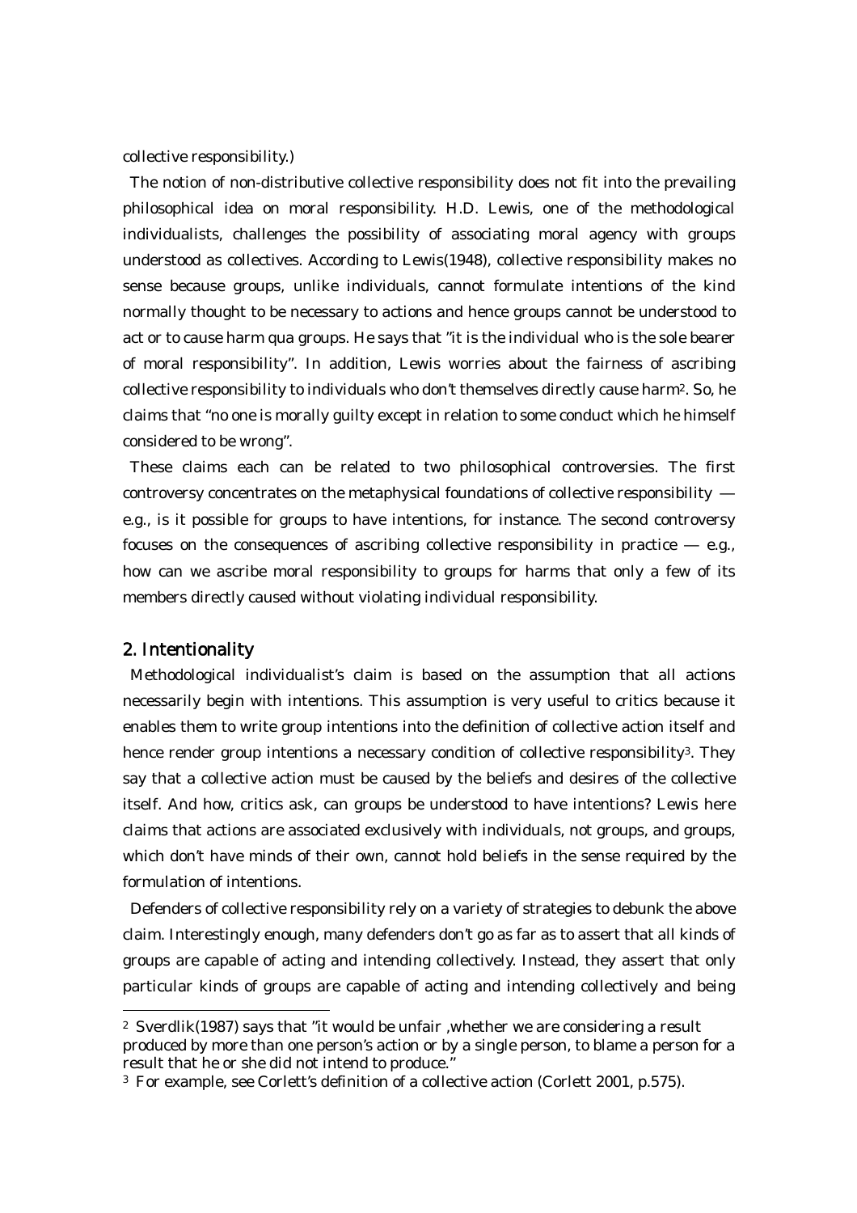collective responsibility.)

The notion of non-distributive collective responsibility does not fit into the prevailing philosophical idea on moral responsibility. H.D. Lewis, one of the methodological individualists, challenges the possibility of associating moral agency with groups understood as collectives. According to Lewis(1948), collective responsibility makes no sense because groups, unlike individuals, cannot formulate intentions of the kind normally thought to be necessary to actions and hence groups cannot be understood to act or to cause harm qua groups. He says that "it is the individual who is the sole bearer of moral responsibility". In addition, Lewis worries about the fairness of ascribing collective responsibility to individuals who don't themselves directly cause harm[2]. So, he claims that "no one is morally guilty except in relation to some conduct which he himself considered to be wrong".

These claims each can be related to two philosophical controversies. The first controversy concentrates on the metaphysical foundations of collective responsibility — e.g., is it possible for groups to have intentions, for instance. The second controversy focuses on the consequences of ascribing collective responsibility in practice — e.g., how can we ascribe moral responsibility to groups for harms that only a few of its members directly caused without violating individual responsibility.

## 2. Intentionality

Methodological individualist's claim is based on the assumption that all actions necessarily begin with intentions. This assumption is very useful to critics because it enables them to write group intentions into the definition of collective action itself and hence render group intentions a necessary condition of collective responsibility[3]. They say that a collective action must be caused by the beliefs and desires of the collective itself. And how, critics ask, can groups be understood to have intentions? Lewis here claims that actions are associated exclusively with individuals, not groups, and groups, which don't have minds of their own, cannot hold beliefs in the sense required by the formulation of intentions.

Defenders of collective responsibility rely on a variety of strategies to debunk the above claim. Interestingly enough, many defenders don't go as far as to assert that all kinds of groups are capable of acting and intending collectively. Instead, they assert that only particular kinds of groups are capable of acting and intending collectively and being

---

[2] Sverdlik(1987) says that "it would be unfair ,whether we are considering a result produced by more than one person's action or by a single person, to blame a person for a result that he or she did not intend to produce."

[3] For example, see Corlett's definition of a collective action (Corlett 2001, p.575).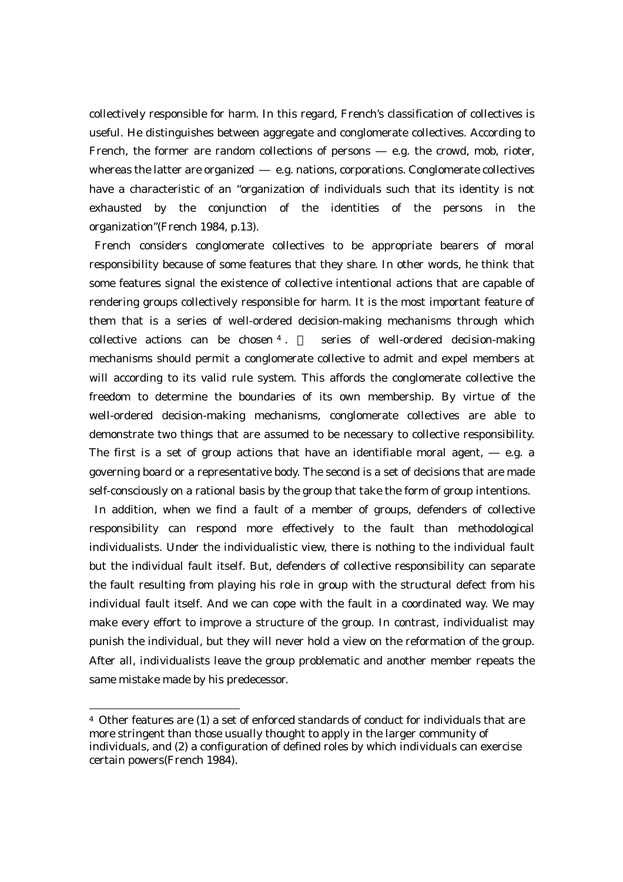collectively responsible for harm. In this regard, French's classification of collectives is useful. He distinguishes between aggregate and conglomerate collectives. According to French, the former are random collections of persons — e.g. the crowd, mob, rioter, whereas the latter are organized — e.g. nations, corporations. Conglomerate collectives have a characteristic of an "organization of individuals such that its identity is not exhausted by the conjunction of the identities of the persons in the organization"(French 1984, p.13).

French considers conglomerate collectives to be appropriate bearers of moral responsibility because of some features that they share. In other words, he think that some features signal the existence of collective intentional actions that are capable of rendering groups collectively responsible for harm. It is the most important feature of them that is a series of well-ordered decision-making mechanisms through which collective actions can be chosen [4]. series of well-ordered decision-making mechanisms should permit a conglomerate collective to admit and expel members at will according to its valid rule system. This affords the conglomerate collective the freedom to determine the boundaries of its own membership. By virtue of the well-ordered decision-making mechanisms, conglomerate collectives are able to demonstrate two things that are assumed to be necessary to collective responsibility. The first is a set of group actions that have an identifiable moral agent, — e.g. a governing board or a representative body. The second is a set of decisions that are made self-consciously on a rational basis by the group that take the form of group intentions.

In addition, when we find a fault of a member of groups, defenders of collective responsibility can respond more effectively to the fault than methodological individualists. Under the individualistic view, there is nothing to the individual fault but the individual fault itself. But, defenders of collective responsibility can separate the fault resulting from playing his role in group with the structural defect from his individual fault itself. And we can cope with the fault in a coordinated way. We may make every effort to improve a structure of the group. In contrast, individualist may punish the individual, but they will never hold a view on the reformation of the group. After all, individualists leave the group problematic and another member repeats the same mistake made by his predecessor.

---

[4] Other features are (1) a set of enforced standards of conduct for individuals that are more stringent than those usually thought to apply in the larger community of individuals, and (2) a configuration of defined roles by which individuals can exercise certain powers(French 1984).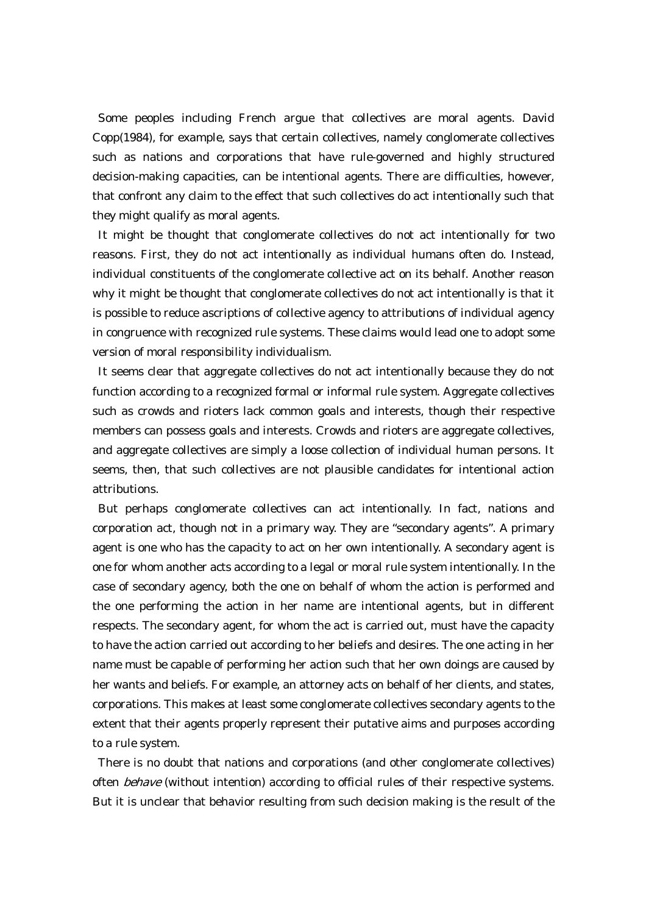Some peoples including French argue that collectives are moral agents. David Copp(1984), for example, says that certain collectives, namely conglomerate collectives such as nations and corporations that have rule-governed and highly structured decision-making capacities, can be intentional agents. There are difficulties, however, that confront any claim to the effect that such collectives do act intentionally such that they might qualify as moral agents.

It might be thought that conglomerate collectives do not act intentionally for two reasons. First, they do not act intentionally as individual humans often do. Instead, individual constituents of the conglomerate collective act on its behalf. Another reason why it might be thought that conglomerate collectives do not act intentionally is that it is possible to reduce ascriptions of collective agency to attributions of individual agency in congruence with recognized rule systems. These claims would lead one to adopt some version of moral responsibility individualism.

It seems clear that aggregate collectives do not act intentionally because they do not function according to a recognized formal or informal rule system. Aggregate collectives such as crowds and rioters lack common goals and interests, though their respective members can possess goals and interests. Crowds and rioters are aggregate collectives, and aggregate collectives are simply a loose collection of individual human persons. It seems, then, that such collectives are not plausible candidates for intentional action attributions.

But perhaps conglomerate collectives can act intentionally. In fact, nations and corporation act, though not in a primary way. They are "secondary agents". A primary agent is one who has the capacity to act on her own intentionally. A secondary agent is one for whom another acts according to a legal or moral rule system intentionally. In the case of secondary agency, both the one on behalf of whom the action is performed and the one performing the action in her name are intentional agents, but in different respects. The secondary agent, for whom the act is carried out, must have the capacity to have the action carried out according to her beliefs and desires. The one acting in her name must be capable of performing her action such that her own doings are caused by her wants and beliefs. For example, an attorney acts on behalf of her clients, and states, corporations. This makes at least some conglomerate collectives secondary agents to the extent that their agents properly represent their putative aims and purposes according to a rule system.

There is no doubt that nations and corporations (and other conglomerate collectives) often *behave* (without intention) according to official rules of their respective systems. But it is unclear that behavior resulting from such decision making is the result of the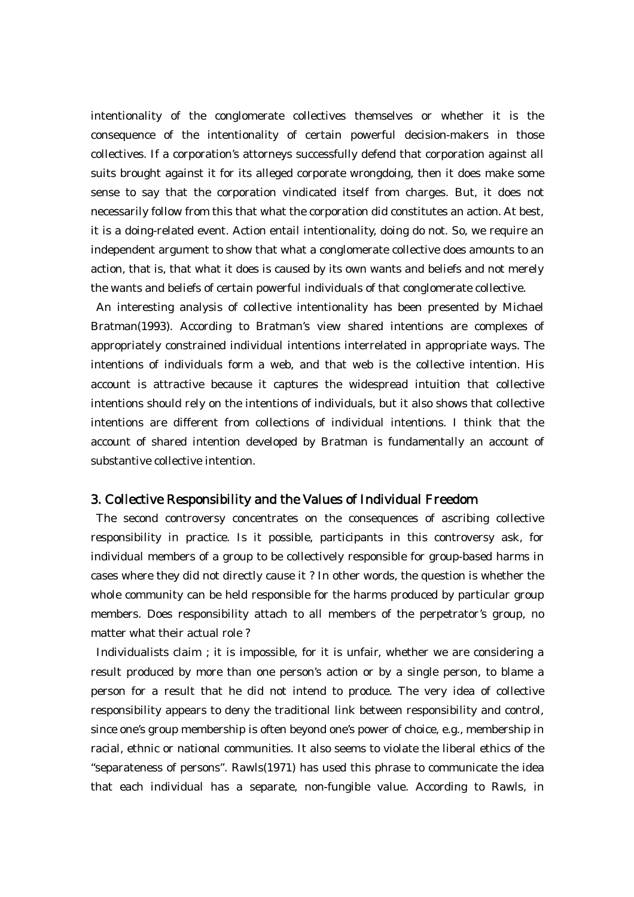intentionality of the conglomerate collectives themselves or whether it is the consequence of the intentionality of certain powerful decision-makers in those collectives. If a corporation's attorneys successfully defend that corporation against all suits brought against it for its alleged corporate wrongdoing, then it does make some sense to say that the corporation vindicated itself from charges. But, it does not necessarily follow from this that what the corporation did constitutes an action. At best, it is a doing-related event. Action entail intentionality, doing do not. So, we require an independent argument to show that what a conglomerate collective does amounts to an action, that is, that what it does is caused by its own wants and beliefs and not merely the wants and beliefs of certain powerful individuals of that conglomerate collective.

An interesting analysis of collective intentionality has been presented by Michael Bratman(1993). According to Bratman's view shared intentions are complexes of appropriately constrained individual intentions interrelated in appropriate ways. The intentions of individuals form a web, and that web is the collective intention. His account is attractive because it captures the widespread intuition that collective intentions should rely on the intentions of individuals, but it also shows that collective intentions are different from collections of individual intentions. I think that the account of shared intention developed by Bratman is fundamentally an account of substantive collective intention.

## 3. Collective Responsibility and the Values of Individual Freedom

The second controversy concentrates on the consequences of ascribing collective responsibility in practice. Is it possible, participants in this controversy ask, for individual members of a group to be collectively responsible for group-based harms in cases where they did not directly cause it ? In other words, the question is whether the whole community can be held responsible for the harms produced by particular group members. Does responsibility attach to all members of the perpetrator's group, no matter what their actual role ?

Individualists claim ; it is impossible, for it is unfair, whether we are considering a result produced by more than one person's action or by a single person, to blame a person for a result that he did not intend to produce. The very idea of collective responsibility appears to deny the traditional link between responsibility and control, since one's group membership is often beyond one's power of choice, e.g., membership in racial, ethnic or national communities. It also seems to violate the liberal ethics of the "separateness of persons". Rawls(1971) has used this phrase to communicate the idea that each individual has a separate, non-fungible value. According to Rawls, in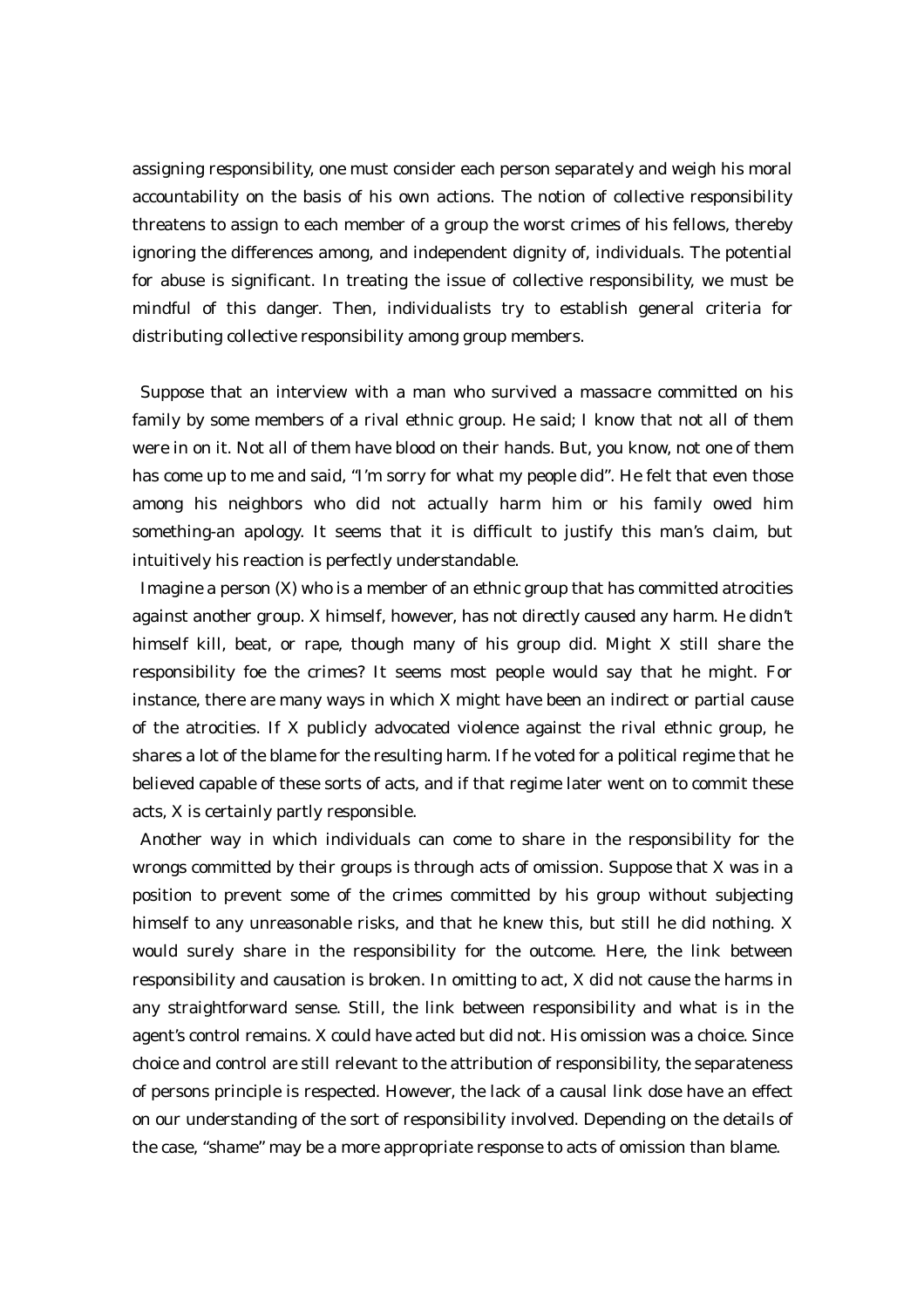assigning responsibility, one must consider each person separately and weigh his moral accountability on the basis of his own actions. The notion of collective responsibility threatens to assign to each member of a group the worst crimes of his fellows, thereby ignoring the differences among, and independent dignity of, individuals. The potential for abuse is significant. In treating the issue of collective responsibility, we must be mindful of this danger. Then, individualists try to establish general criteria for distributing collective responsibility among group members.

Suppose that an interview with a man who survived a massacre committed on his family by some members of a rival ethnic group. He said; I know that not all of them were in on it. Not all of them have blood on their hands. But, you know, not one of them has come up to me and said, "I'm sorry for what my people did". He felt that even those among his neighbors who did not actually harm him or his family owed him something-an apology. It seems that it is difficult to justify this man's claim, but intuitively his reaction is perfectly understandable.

Imagine a person (X) who is a member of an ethnic group that has committed atrocities against another group. X himself, however, has not directly caused any harm. He didn't himself kill, beat, or rape, though many of his group did. Might X still share the responsibility foe the crimes? It seems most people would say that he might. For instance, there are many ways in which X might have been an indirect or partial cause of the atrocities. If X publicly advocated violence against the rival ethnic group, he shares a lot of the blame for the resulting harm. If he voted for a political regime that he believed capable of these sorts of acts, and if that regime later went on to commit these acts, X is certainly partly responsible.

Another way in which individuals can come to share in the responsibility for the wrongs committed by their groups is through acts of omission. Suppose that X was in a position to prevent some of the crimes committed by his group without subjecting himself to any unreasonable risks, and that he knew this, but still he did nothing. X would surely share in the responsibility for the outcome. Here, the link between responsibility and causation is broken. In omitting to act, X did not cause the harms in any straightforward sense. Still, the link between responsibility and what is in the agent's control remains. X could have acted but did not. His omission was a choice. Since choice and control are still relevant to the attribution of responsibility, the separateness of persons principle is respected. However, the lack of a causal link dose have an effect on our understanding of the sort of responsibility involved. Depending on the details of the case, "shame" may be a more appropriate response to acts of omission than blame.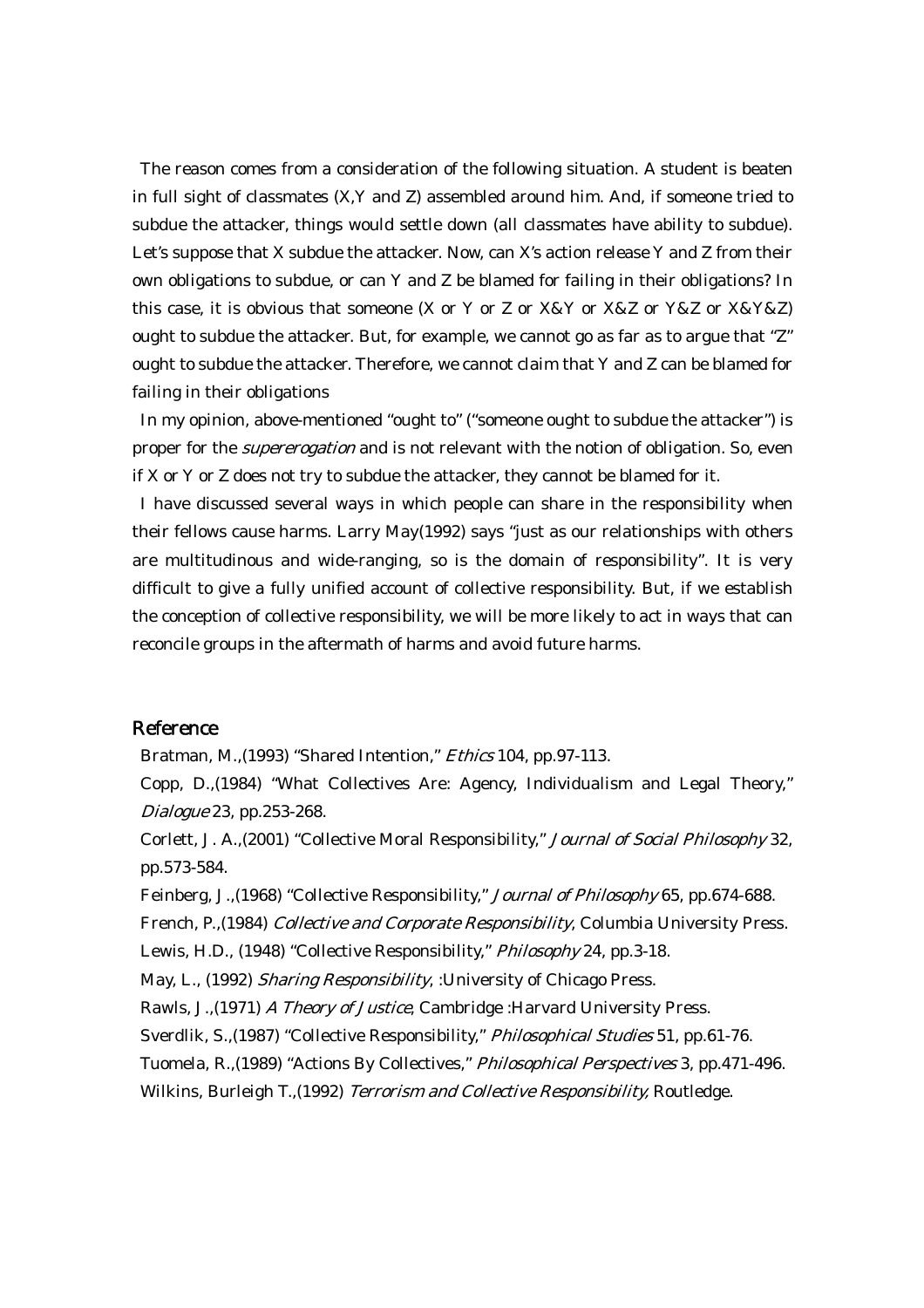The reason comes from a consideration of the following situation. A student is beaten in full sight of classmates (X,Y and Z) assembled around him. And, if someone tried to subdue the attacker, things would settle down (all classmates have ability to subdue). Let's suppose that X subdue the attacker. Now, can X's action release Y and Z from their own obligations to subdue, or can Y and Z be blamed for failing in their obligations? In this case, it is obvious that someone (X or Y or Z or X&Y or X&Z or Y&Z or X&Y&Z) ought to subdue the attacker. But, for example, we cannot go as far as to argue that "Z" ought to subdue the attacker. Therefore, we cannot claim that Y and Z can be blamed for failing in their obligations

In my opinion, above-mentioned "ought to" ("someone ought to subdue the attacker") is proper for the *supererogation* and is not relevant with the notion of obligation. So, even if X or Y or Z does not try to subdue the attacker, they cannot be blamed for it.

I have discussed several ways in which people can share in the responsibility when their fellows cause harms. Larry May(1992) says "just as our relationships with others are multitudinous and wide-ranging, so is the domain of responsibility". It is very difficult to give a fully unified account of collective responsibility. But, if we establish the conception of collective responsibility, we will be more likely to act in ways that can reconcile groups in the aftermath of harms and avoid future harms.

## Reference

Bratman, M.,(1993) "Shared Intention," *Ethics* 104, pp.97-113.

Copp, D.,(1984) "What Collectives Are: Agency, Individualism and Legal Theory," *Dialogue* 23, pp.253-268.

Corlett, J. A.,(2001) "Collective Moral Responsibility," *Journal of Social Philosophy* 32, pp.573-584.

Feinberg, J.,(1968) "Collective Responsibility," *Journal of Philosophy* 65, pp.674-688.

French, P.,(1984) *Collective and Corporate Responsibility*, Columbia University Press.

Lewis, H.D., (1948) "Collective Responsibility," *Philosophy* 24, pp.3-18.

May, L., (1992) *Sharing Responsibility*, :University of Chicago Press.

Rawls, J.,(1971) *A Theory of Justice*, Cambridge :Harvard University Press.

Sverdlik, S.,(1987) "Collective Responsibility," *Philosophical Studies* 51, pp.61-76.

Tuomela, R.,(1989) "Actions By Collectives," *Philosophical Perspectives* 3, pp.471-496.

Wilkins, Burleigh T.,(1992) *Terrorism and Collective Responsibility*, Routledge.